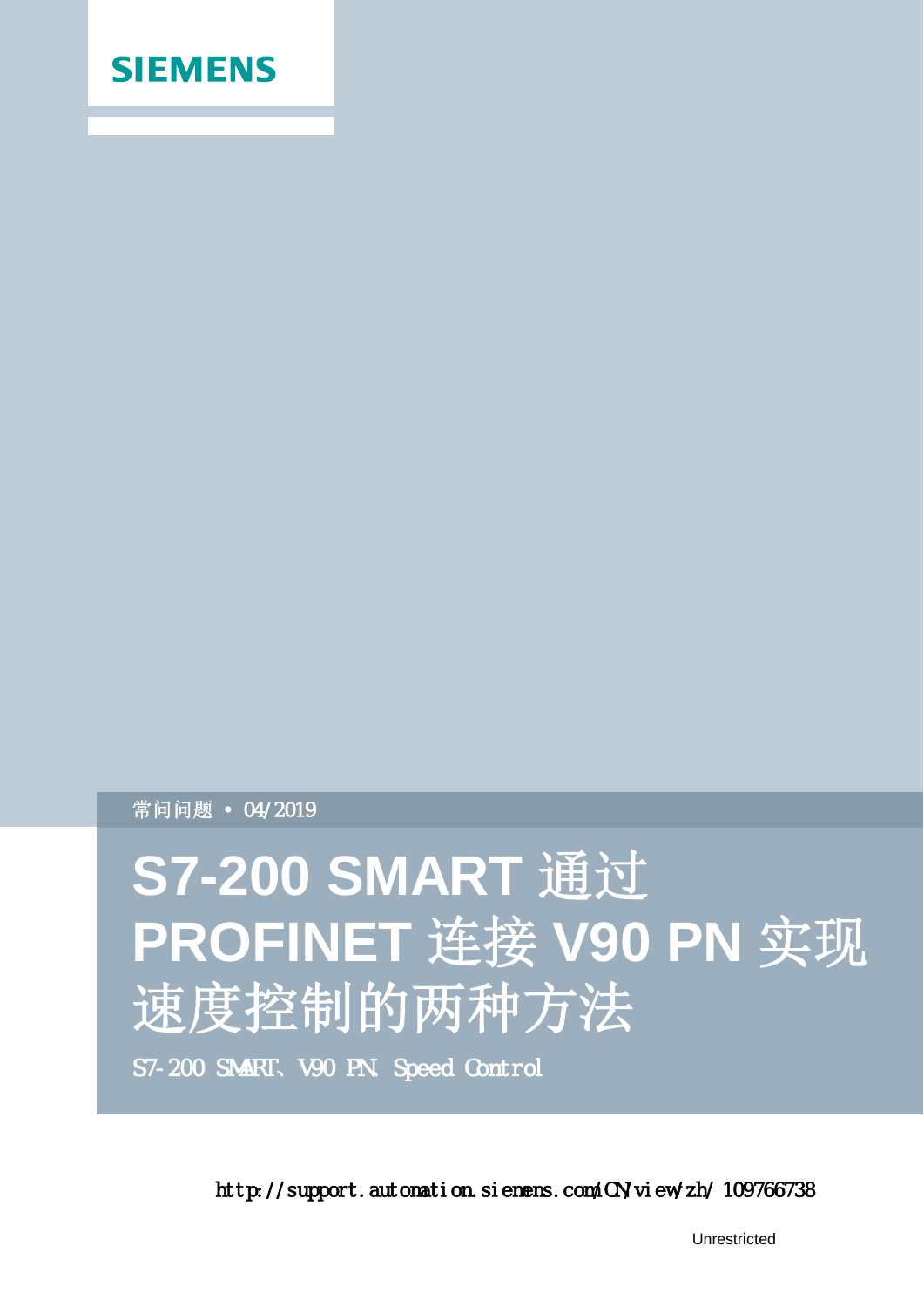SIEMENS

常问问题 • 04/2019

# S7-200 SMART 通过 PROFINET 连接 V90 PN 实现速度控制的两种方法

S7-200 SMART、V90 PN Speed Control

http://support.automation.siemens.com/CN/view/zh/109766738

Unrestricted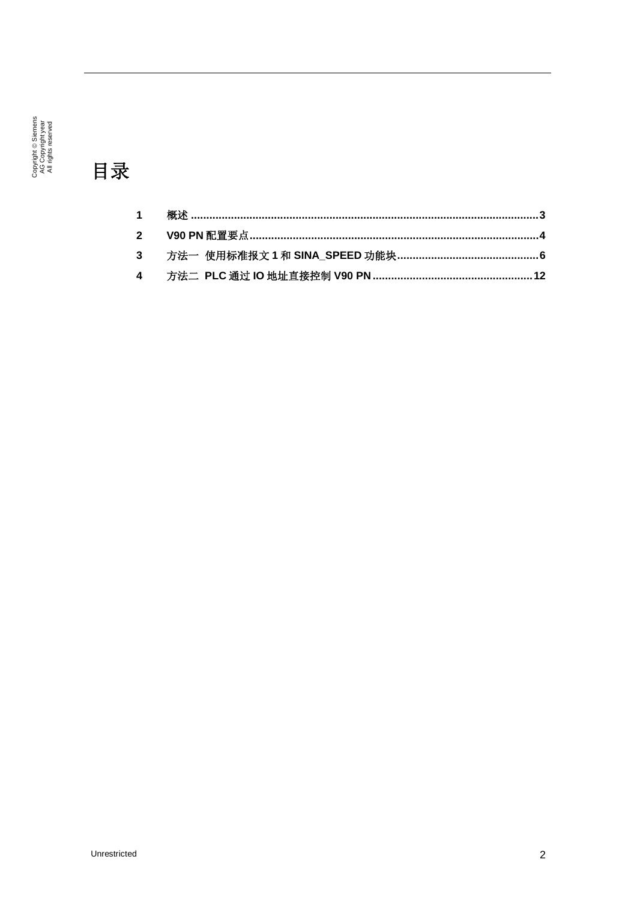# 目录

1 概述 ........................................................................................................................3

2 V90 PN 配置要点........................................................................................................4

3 方法一 使用标准报文 1 和 SINA_SPEED 功能块.........................................................6

4 方法二 PLC 通过 IO 地址直接控制 V90 PN..............................................................12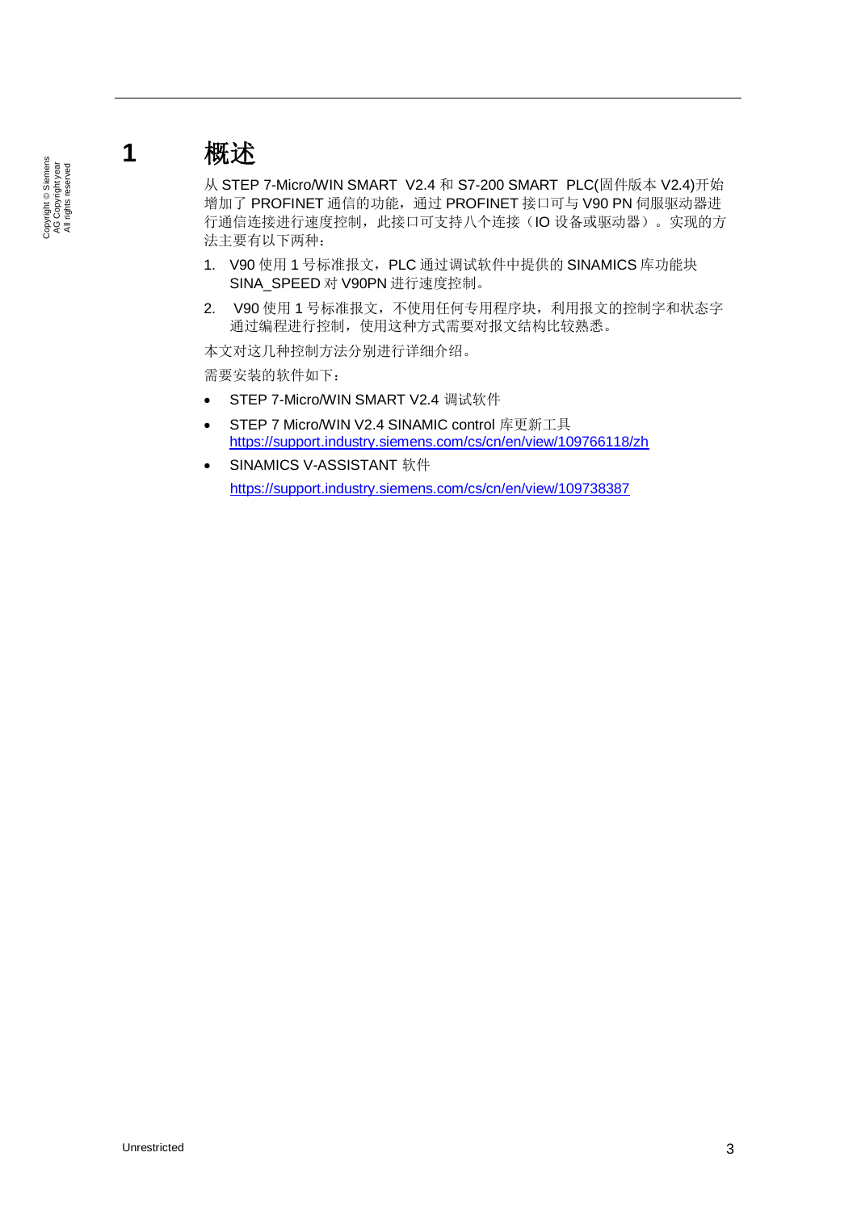# 1 概述

从 STEP 7-Micro/WIN SMART V2.4 和 S7-200 SMART PLC(固件版本 V2.4)开始增加了 PROFINET 通信的功能，通过 PROFINET 接口可与 V90 PN 伺服驱动器进行通信连接进行速度控制，此接口可支持八个连接（IO 设备或驱动器）。实现的方法主要有以下两种：

1. V90 使用 1 号标准报文，PLC 通过调试软件中提供的 SINAMICS 库功能块 SINA_SPEED 对 V90PN 进行速度控制。
2. V90 使用 1 号标准报文，不使用任何专用程序块，利用报文的控制字和状态字通过编程进行控制，使用这种方式需要对报文结构比较熟悉。

本文对这几种控制方法分别进行详细介绍。

需要安装的软件如下：

- STEP 7-Micro/WIN SMART V2.4 调试软件
- STEP 7 Micro/WIN V2.4 SINAMIC control 库更新工具 https://support.industry.siemens.com/cs/cn/en/view/109766118/zh
- SINAMICS V-ASSISTANT 软件

  https://support.industry.siemens.com/cs/cn/en/view/109738387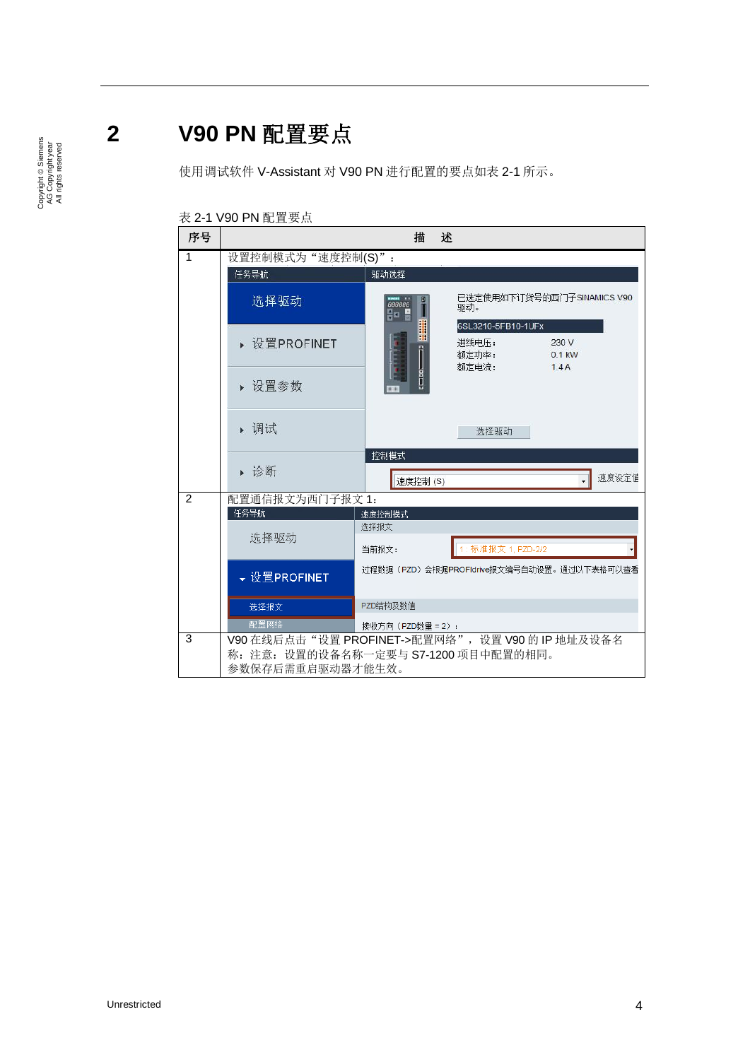# 2 V90 PN 配置要点

使用调试软件 V-Assistant 对 V90 PN 进行配置的要点如表 2-1 所示。

表 2-1 V90 PN 配置要点

| 序号 | 描 述 |
| --- | --- |
| 1 | 设置控制模式为“速度控制(S)”： |
| 2 | 配置通信报文为西门子报文 1： |
| 3 | V90 在线后点击“设置 PROFINET->配置网络”， 设置 V90 的 IP 地址及设备名称：注意：设置的设备名称一定要与 S7-1200 项目中配置的相同。<br>参数保存后需重启驱动器才能生效。 |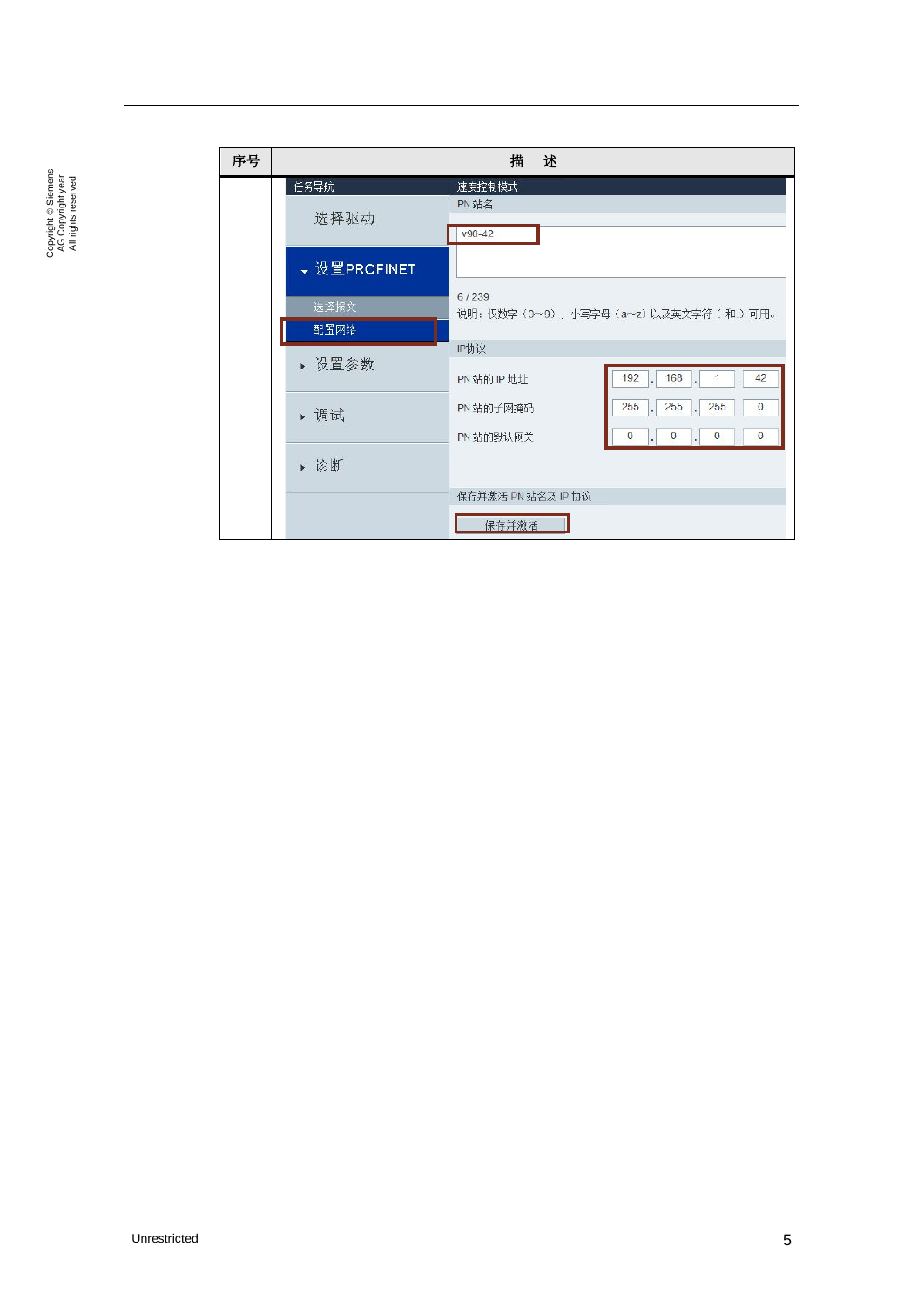| 序号 | 描　述 |
| --- | --- |
| | 任务导航 / 选择驱动 / 设置PROFINET / 选择报文 / 配置网络 / 设置参数 / 调试 / 诊断<br>速度控制模式<br>PN 站名<br>v90-42<br>6 / 239<br>说明：仅数字（0~9），小写字母（a~z）以及英文字符（-和.）可用。<br>IP协议<br>PN 站的 IP 地址　192 . 168 . 1 . 42<br>PN 站的子网掩码　255 . 255 . 255 . 0<br>PN 站的默认网关　0 . 0 . 0 . 0<br>保存并激活 PN 站名及 IP 协议<br>保存并激活 |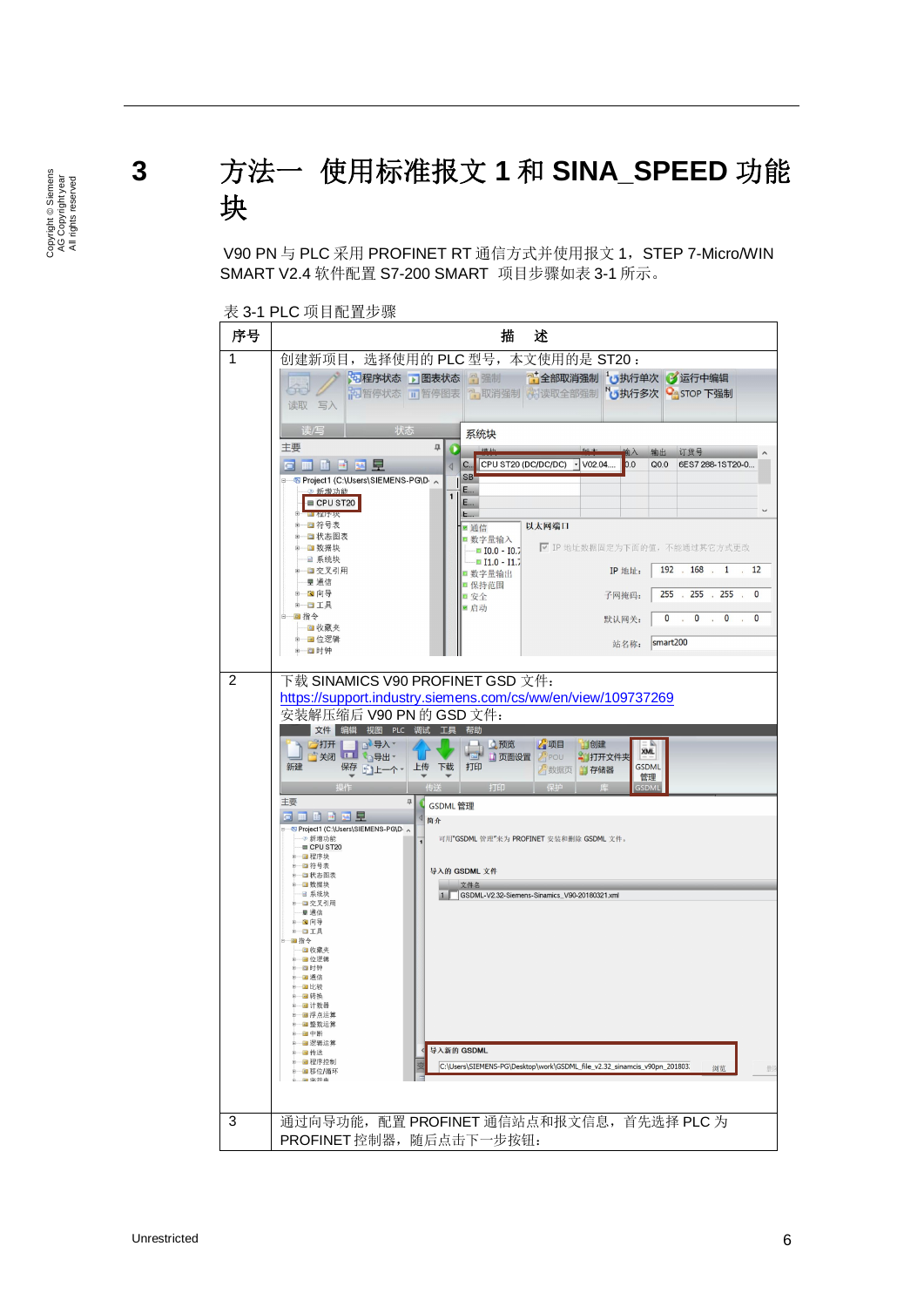# 3 方法一 使用标准报文 1 和 SINA_SPEED 功能块

V90 PN 与 PLC 采用 PROFINET RT 通信方式并使用报文 1，STEP 7-Micro/WIN SMART V2.4 软件配置 S7-200 SMART 项目步骤如表 3-1 所示。

表 3-1 PLC 项目配置步骤

| 序号 | 描 述 |
|---|---|
| 1 | 创建新项目，选择使用的 PLC 型号，本文使用的是 ST20： |
| 2 | 下载 SINAMICS V90 PROFINET GSD 文件：<br>https://support.industry.siemens.com/cs/ww/en/view/109737269<br>安装解压缩后 V90 PN 的 GSD 文件： |
| 3 | 通过向导功能，配置 PROFINET 通信站点和报文信息，首先选择 PLC 为 PROFINET 控制器，随后点击下一步按钮： |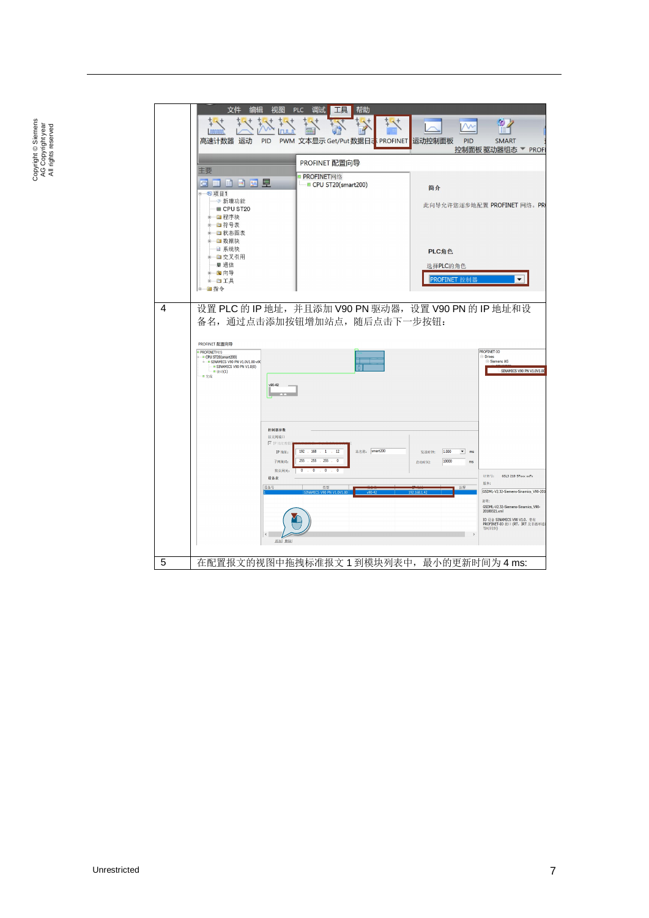| | |
|---|---|
| | |
| 4 | 设置 PLC 的 IP 地址，并且添加 V90 PN 驱动器，设置 V90 PN 的 IP 地址和设备名，通过点击添加按钮增加站点，随后点击下一步按钮： |
| 5 | 在配置报文的视图中拖拽标准报文 1 到模块列表中，最小的更新时间为 4 ms: |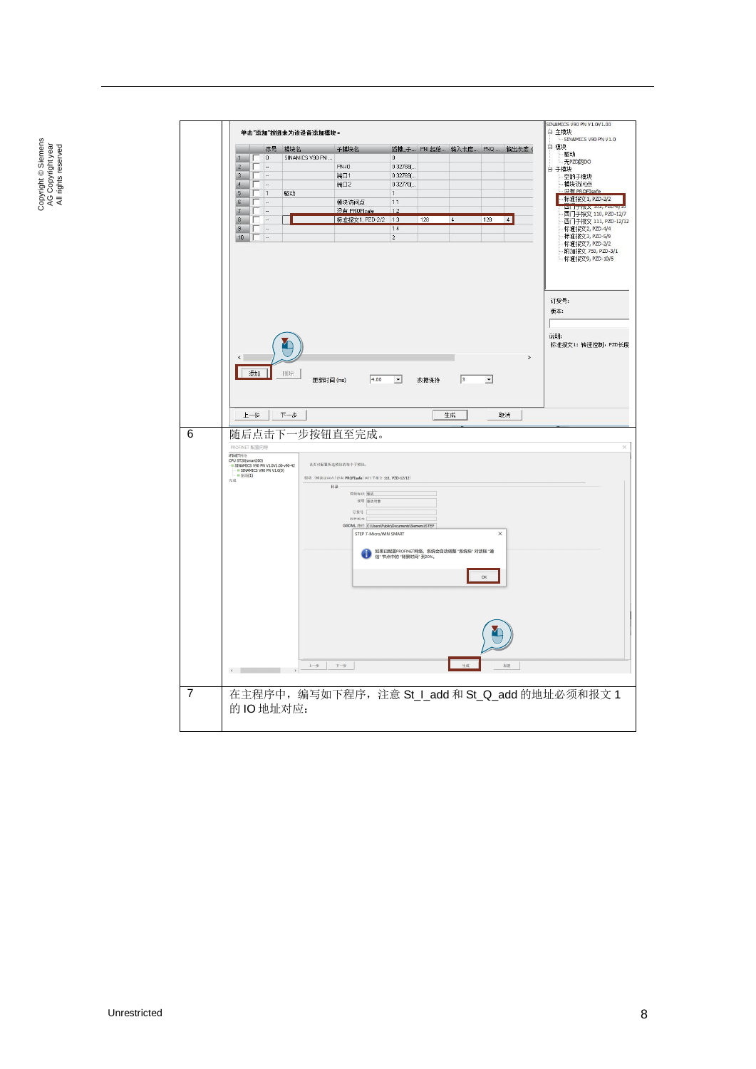| | |
|---|---|
| | |
| 6 | 随后点击下一步按钮直至完成。 |
| 7 | 在主程序中，编写如下程序，注意 St_I_add 和 St_Q_add 的地址必须和报文 1 的 IO 地址对应： |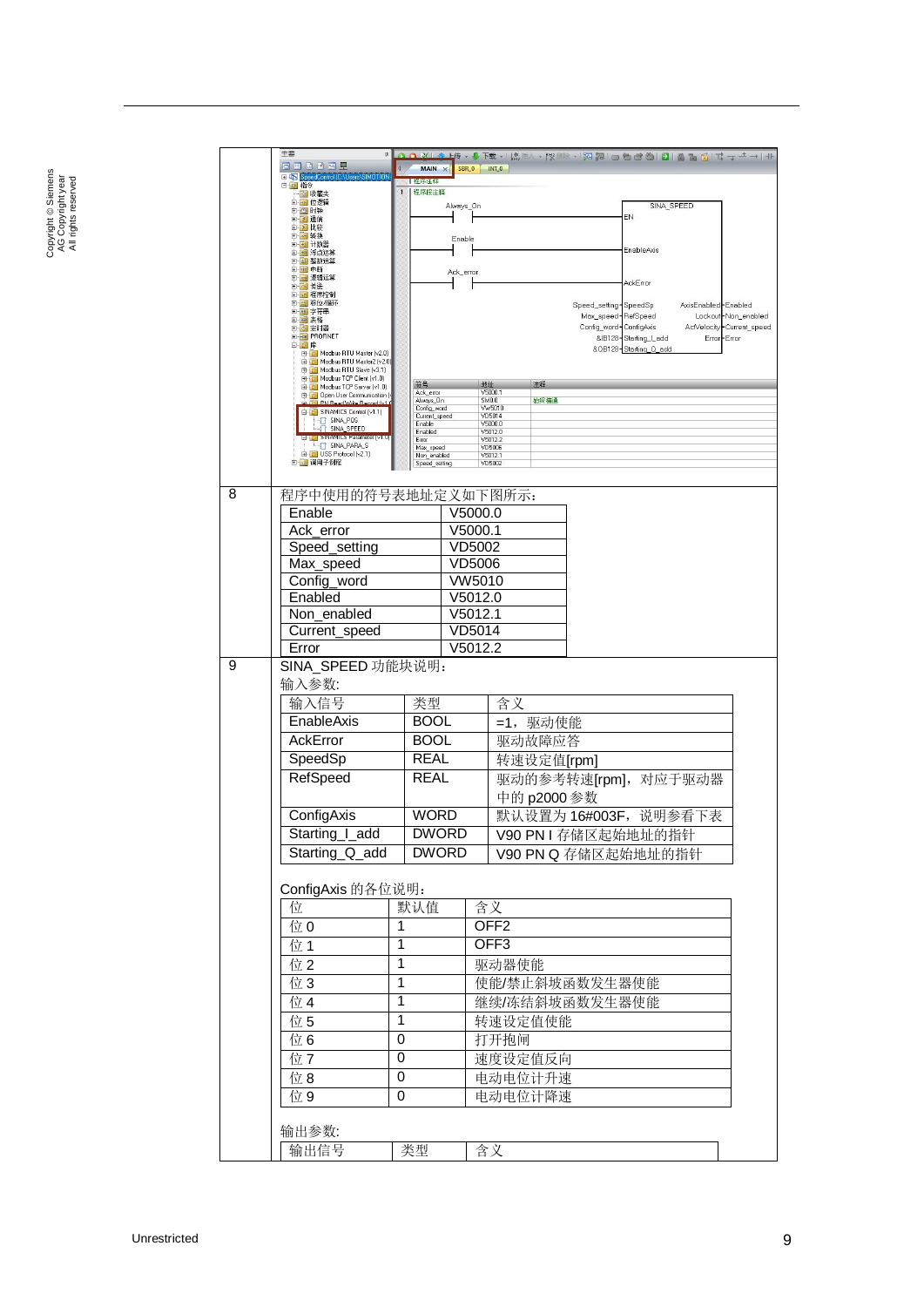| | |
|---|---|
| 8 | 程序中使用的符号表地址定义如下图所示： |
| 9 | SINA_SPEED 功能块说明： |

程序中使用的符号表地址定义如下图所示：

| | |
|---|---|
| Enable | V5000.0 |
| Ack_error | V5000.1 |
| Speed_setting | VD5002 |
| Max_speed | VD5006 |
| Config_word | VW5010 |
| Enabled | V5012.0 |
| Non_enabled | V5012.1 |
| Current_speed | VD5014 |
| Error | V5012.2 |

SINA_SPEED 功能块说明：

输入参数:

| 输入信号 | 类型 | 含义 |
|---|---|---|
| EnableAxis | BOOL | =1，驱动使能 |
| AckError | BOOL | 驱动故障应答 |
| SpeedSp | REAL | 转速设定值[rpm] |
| RefSpeed | REAL | 驱动的参考转速[rpm]，对应于驱动器中的 p2000 参数 |
| ConfigAxis | WORD | 默认设置为 16#003F，说明参看下表 |
| Starting_I_add | DWORD | V90 PN I 存储区起始地址的指针 |
| Starting_Q_add | DWORD | V90 PN Q 存储区起始地址的指针 |

ConfigAxis 的各位说明:

| 位 | 默认值 | 含义 |
|---|---|---|
| 位 0 | 1 | OFF2 |
| 位 1 | 1 | OFF3 |
| 位 2 | 1 | 驱动器使能 |
| 位 3 | 1 | 使能/禁止斜坡函数发生器使能 |
| 位 4 | 1 | 继续/冻结斜坡函数发生器使能 |
| 位 5 | 1 | 转速设定值使能 |
| 位 6 | 0 | 打开抱闸 |
| 位 7 | 0 | 速度设定值反向 |
| 位 8 | 0 | 电动电位计升速 |
| 位 9 | 0 | 电动电位计降速 |

输出参数:

| 输出信号 | 类型 | 含义 |
|---|---|---|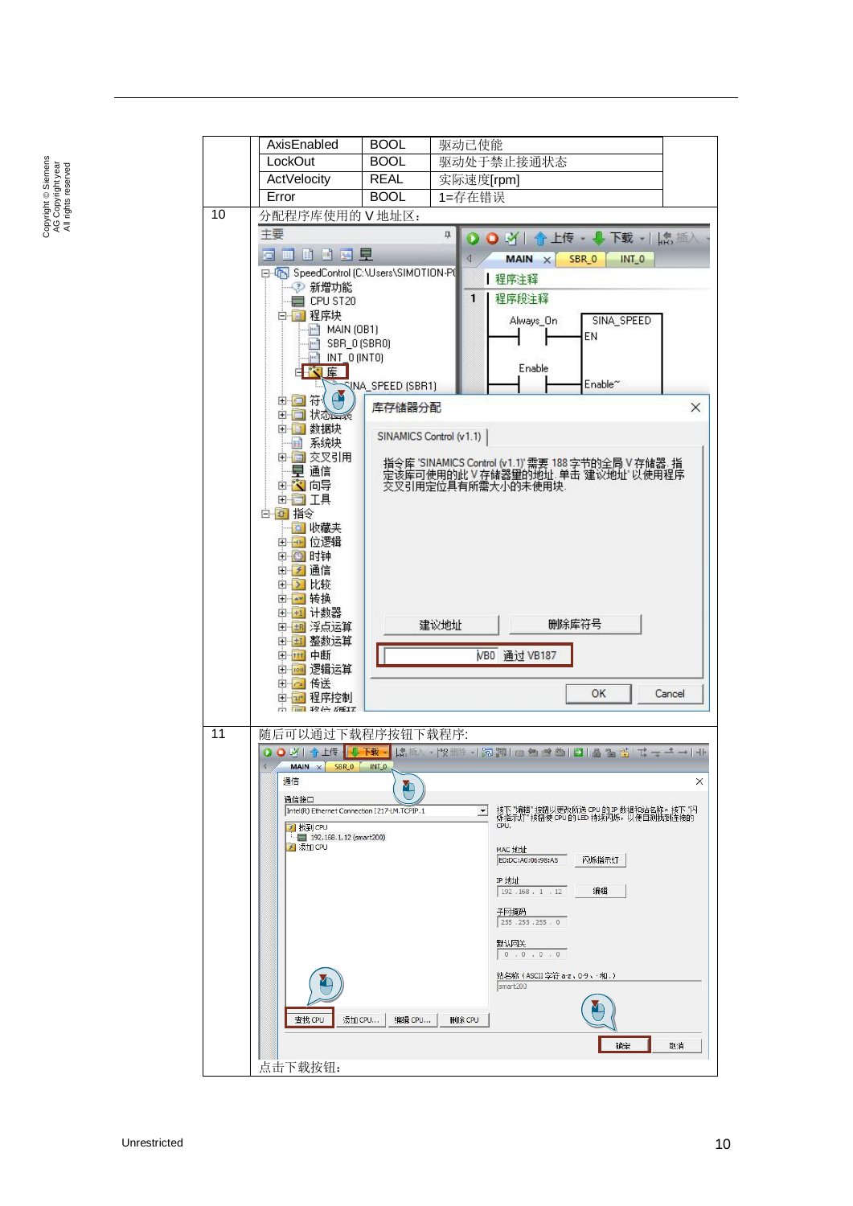| | |
|---|---|
| | <table><tr><td>AxisEnabled</td><td>BOOL</td><td>驱动已使能</td></tr><tr><td>LockOut</td><td>BOOL</td><td>驱动处于禁止接通状态</td></tr><tr><td>ActVelocity</td><td>REAL</td><td>实际速度[rpm]</td></tr><tr><td>Error</td><td>BOOL</td><td>1=存在错误</td></tr></table> |
| 10 | 分配程序库使用的 V 地址区： |
| 11 | 随后可以通过下载程序按钮下载程序：<br><br>点击下载按钮： |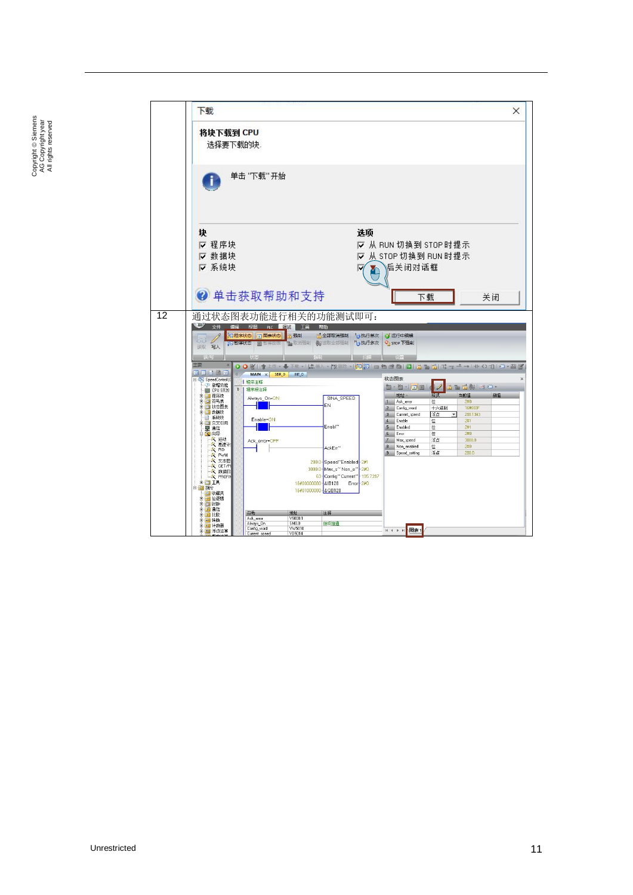| | |
|---|---|
| | 下载<br><br>**将块下载到 CPU**<br>选择要下载的块.<br><br>单击 "下载" 开始<br><br>**块**<br>☑ 程序块<br>☑ 数据块<br>☑ 系统块<br><br>**选项**<br>☑ 从 RUN 切换到 STOP 时提示<br>☑ 从 STOP 切换到 RUN 时提示<br>☑ 后关闭对话框<br><br>单击获取帮助和支持<br><br>下载　关闭 |
| 12 | 通过状态图表功能进行相关的功能测试即可： |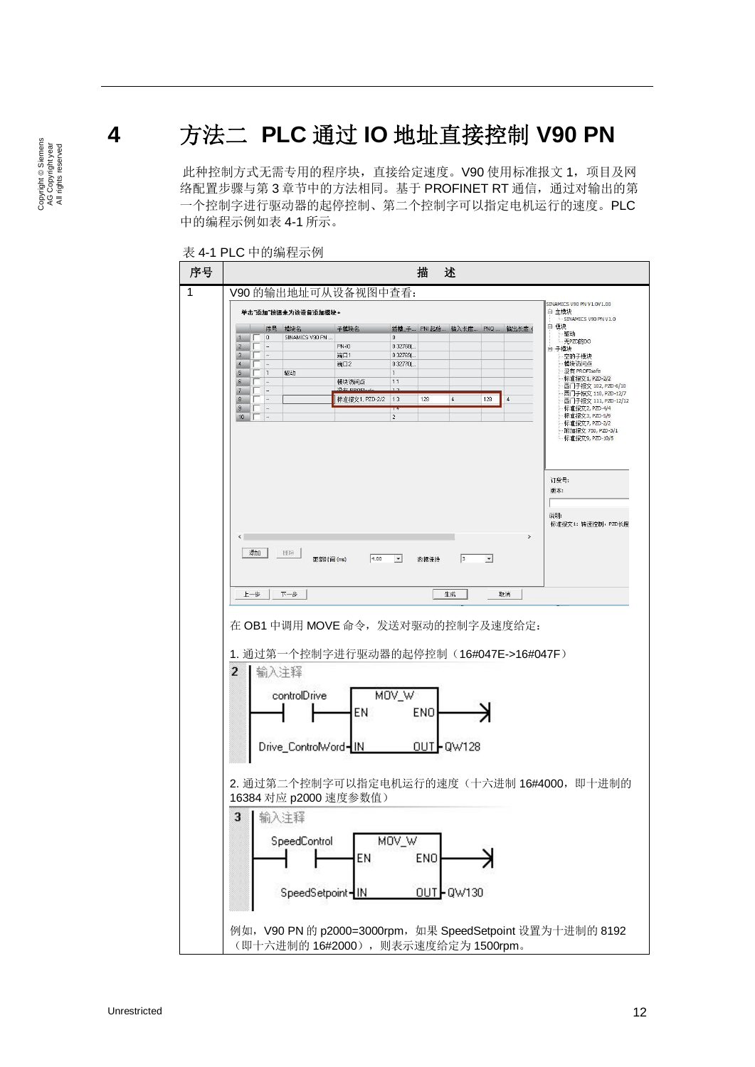# 4 方法二 PLC 通过 IO 地址直接控制 V90 PN

此种控制方式无需专用的程序块，直接给定速度。V90 使用标准报文 1，项目及网络配置步骤与第 3 章节中的方法相同。基于 PROFINET RT 通信，通过对输出的第一个控制字进行驱动器的起停控制、第二个控制字可以指定电机运行的速度。PLC 中的编程示例如表 4-1 所示。

表 4-1 PLC 中的编程示例

| 序号 | 描 述 |
| --- | --- |
| 1 | V90 的输出地址可从设备视图中查看：<br><br>在 OB1 中调用 MOVE 命令，发送对驱动的控制字及速度给定：<br><br>1. 通过第一个控制字进行驱动器的起停控制（16#047E->16#047F）<br><br>2. 通过第二个控制字可以指定电机运行的速度（十六进制 16#4000，即十进制的 16384 对应 p2000 速度参数值）<br><br>例如，V90 PN 的 p2000=3000rpm，如果 SpeedSetpoint 设置为十进制的 8192（即十六进制的 16#2000），则表示速度给定为 1500rpm。 |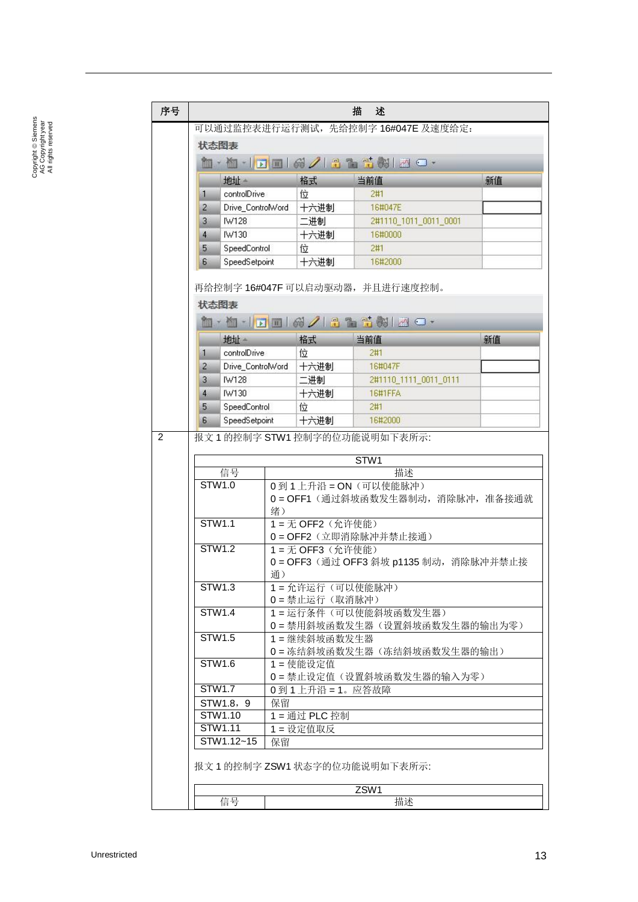| 序号 | 描　述 |
|---|---|
| | 可以通过监控表进行运行测试，先给控制字 16#047E 及速度给定： |
| 2 | 报文 1 的控制字 STW1 控制字的位功能说明如下表所示: |

可以通过监控表进行运行测试，先给控制字 16#047E 及速度给定：

**状态图表**

| | 地址 | 格式 | 当前值 | 新值 |
|---|---|---|---|---|
| 1 | controlDrive | 位 | 2#1 | |
| 2 | Drive_ControlWord | 十六进制 | 16#047E | |
| 3 | IW128 | 二进制 | 2#1110_1011_0011_0001 | |
| 4 | IW130 | 十六进制 | 16#0000 | |
| 5 | SpeedControl | 位 | 2#1 | |
| 6 | SpeedSetpoint | 十六进制 | 16#2000 | |

再给控制字 16#047F 可以启动驱动器，并且进行速度控制。

**状态图表**

| | 地址 | 格式 | 当前值 | 新值 |
|---|---|---|---|---|
| 1 | controlDrive | 位 | 2#1 | |
| 2 | Drive_ControlWord | 十六进制 | 16#047F | |
| 3 | IW128 | 二进制 | 2#1110_1111_0011_0111 | |
| 4 | IW130 | 十六进制 | 16#1FFA | |
| 5 | SpeedControl | 位 | 2#1 | |
| 6 | SpeedSetpoint | 十六进制 | 16#2000 | |

2　报文 1 的控制字 STW1 控制字的位功能说明如下表所示:

| STW1 | |
|---|---|
| 信号 | 描述 |
| STW1.0 | 0 到 1 上升沿 = ON（可以使能脉冲）<br>0 = OFF1（通过斜坡函数发生器制动，消除脉冲，准备接通就绪） |
| STW1.1 | 1 = 无 OFF2（允许使能）<br>0 = OFF2（立即消除脉冲并禁止接通） |
| STW1.2 | 1 = 无 OFF3（允许使能）<br>0 = OFF3（通过 OFF3 斜坡 p1135 制动，消除脉冲并禁止接通） |
| STW1.3 | 1 = 允许运行（可以使能脉冲）<br>0 = 禁止运行（取消脉冲） |
| STW1.4 | 1 = 运行条件（可以使能斜坡函数发生器）<br>0 = 禁用斜坡函数发生器（设置斜坡函数发生器的输出为零） |
| STW1.5 | 1 = 继续斜坡函数发生器<br>0 = 冻结斜坡函数发生器（冻结斜坡函数发生器的输出） |
| STW1.6 | 1 = 使能设定值<br>0 = 禁止设定值（设置斜坡函数发生器的输入为零） |
| STW1.7 | 0 到 1 上升沿 = 1。应答故障 |
| STW1.8，9 | 保留 |
| STW1.10 | 1 = 通过 PLC 控制 |
| STW1.11 | 1 = 设定值取反 |
| STW1.12~15 | 保留 |

报文 1 的控制字 ZSW1 状态字的位功能说明如下表所示:

| ZSW1 | |
|---|---|
| 信号 | 描述 |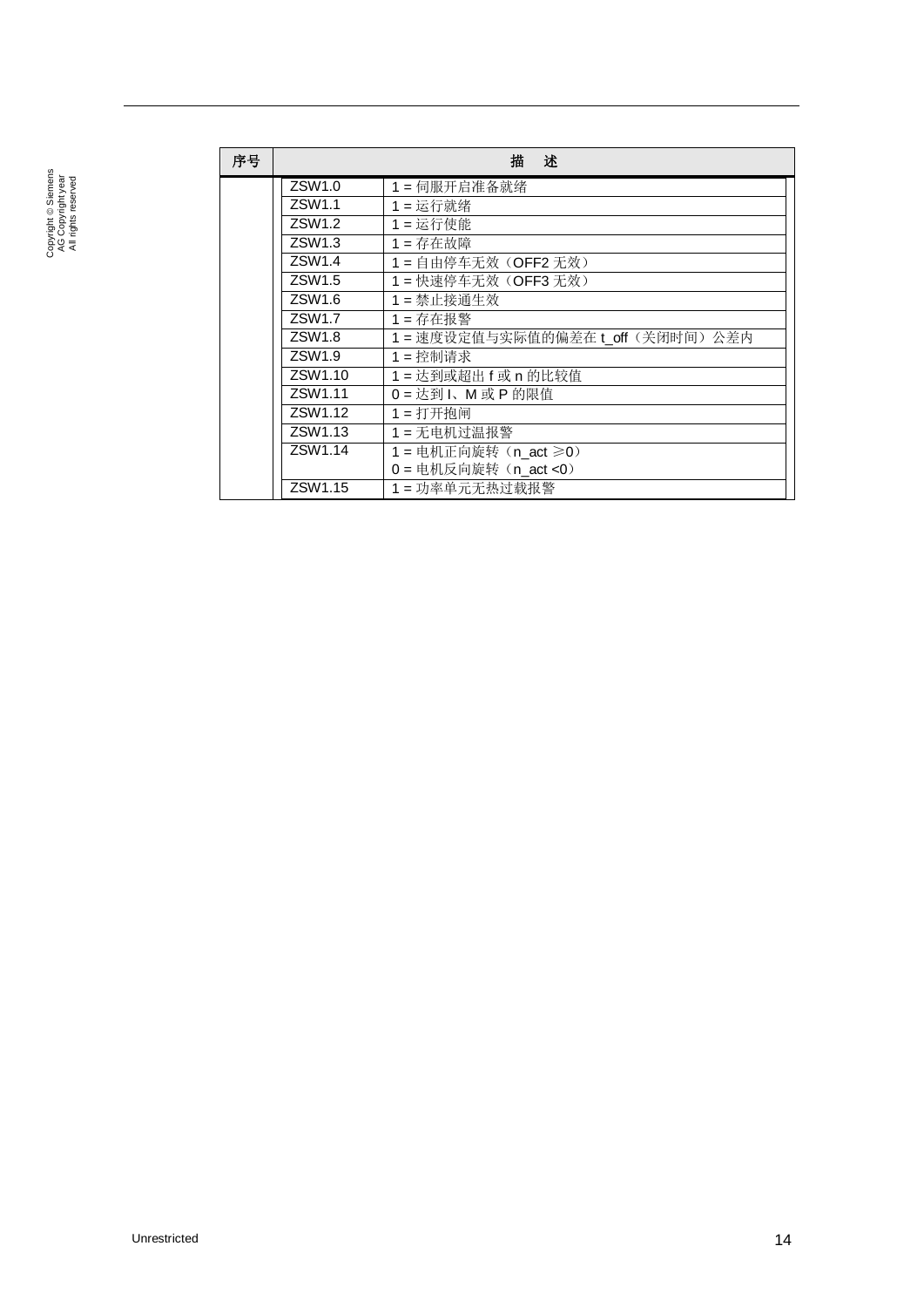| 序号 | 描　述 | |
|---|---|---|
| | ZSW1.0 | 1 = 伺服开启准备就绪 |
| | ZSW1.1 | 1 = 运行就绪 |
| | ZSW1.2 | 1 = 运行使能 |
| | ZSW1.3 | 1 = 存在故障 |
| | ZSW1.4 | 1 = 自由停车无效（OFF2 无效） |
| | ZSW1.5 | 1 = 快速停车无效（OFF3 无效） |
| | ZSW1.6 | 1 = 禁止接通生效 |
| | ZSW1.7 | 1 = 存在报警 |
| | ZSW1.8 | 1 = 速度设定值与实际值的偏差在 t_off（关闭时间）公差内 |
| | ZSW1.9 | 1 = 控制请求 |
| | ZSW1.10 | 1 = 达到或超出 f 或 n 的比较值 |
| | ZSW1.11 | 0 = 达到 I、M 或 P 的限值 |
| | ZSW1.12 | 1 = 打开抱闸 |
| | ZSW1.13 | 1 = 无电机过温报警 |
| | ZSW1.14 | 1 = 电机正向旋转（n_act ≥0）<br>0 = 电机反向旋转（n_act <0） |
| | ZSW1.15 | 1 = 功率单元无热过载报警 |